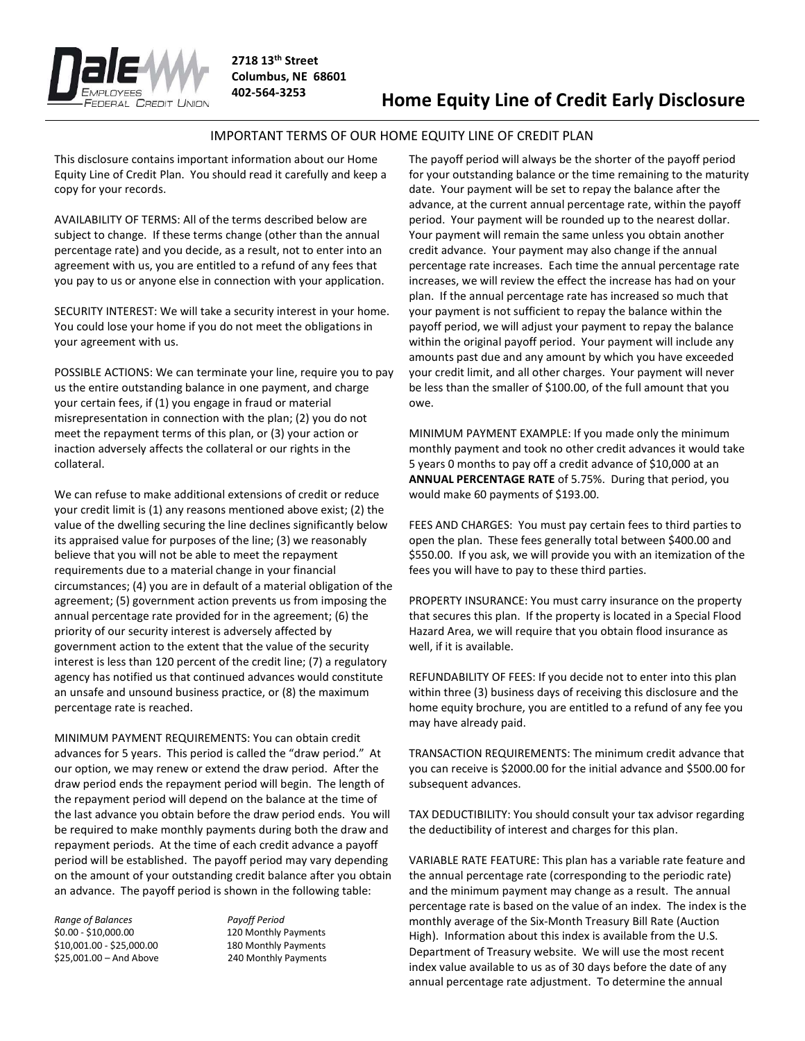Dale Employees Federal Credit Union

2718 13th Street
Columbus, NE 68601
402-564-3253

# Home Equity Line of Credit Early Disclosure

## IMPORTANT TERMS OF OUR HOME EQUITY LINE OF CREDIT PLAN

This disclosure contains important information about our Home Equity Line of Credit Plan. You should read it carefully and keep a copy for your records.

AVAILABILITY OF TERMS: All of the terms described below are subject to change. If these terms change (other than the annual percentage rate) and you decide, as a result, not to enter into an agreement with us, you are entitled to a refund of any fees that you pay to us or anyone else in connection with your application.

SECURITY INTEREST: We will take a security interest in your home. You could lose your home if you do not meet the obligations in your agreement with us.

POSSIBLE ACTIONS: We can terminate your line, require you to pay us the entire outstanding balance in one payment, and charge your certain fees, if (1) you engage in fraud or material misrepresentation in connection with the plan; (2) you do not meet the repayment terms of this plan, or (3) your action or inaction adversely affects the collateral or our rights in the collateral.

We can refuse to make additional extensions of credit or reduce your credit limit is (1) any reasons mentioned above exist; (2) the value of the dwelling securing the line declines significantly below its appraised value for purposes of the line; (3) we reasonably believe that you will not be able to meet the repayment requirements due to a material change in your financial circumstances; (4) you are in default of a material obligation of the agreement; (5) government action prevents us from imposing the annual percentage rate provided for in the agreement; (6) the priority of our security interest is adversely affected by government action to the extent that the value of the security interest is less than 120 percent of the credit line; (7) a regulatory agency has notified us that continued advances would constitute an unsafe and unsound business practice, or (8) the maximum percentage rate is reached.

MINIMUM PAYMENT REQUIREMENTS: You can obtain credit advances for 5 years. This period is called the "draw period." At our option, we may renew or extend the draw period. After the draw period ends the repayment period will begin. The length of the repayment period will depend on the balance at the time of the last advance you obtain before the draw period ends. You will be required to make monthly payments during both the draw and repayment periods. At the time of each credit advance a payoff period will be established. The payoff period may vary depending on the amount of your outstanding credit balance after you obtain an advance. The payoff period is shown in the following table:

| *Range of Balances* | *Payoff Period* |
| --- | --- |
| $0.00 - $10,000.00 | 120 Monthly Payments |
| $10,001.00 - $25,000.00 | 180 Monthly Payments |
| $25,001.00 – And Above | 240 Monthly Payments |

The payoff period will always be the shorter of the payoff period for your outstanding balance or the time remaining to the maturity date. Your payment will be set to repay the balance after the advance, at the current annual percentage rate, within the payoff period. Your payment will be rounded up to the nearest dollar. Your payment will remain the same unless you obtain another credit advance. Your payment may also change if the annual percentage rate increases. Each time the annual percentage rate increases, we will review the effect the increase has had on your plan. If the annual percentage rate has increased so much that your payment is not sufficient to repay the balance within the payoff period, we will adjust your payment to repay the balance within the original payoff period. Your payment will include any amounts past due and any amount by which you have exceeded your credit limit, and all other charges. Your payment will never be less than the smaller of $100.00, of the full amount that you owe.

MINIMUM PAYMENT EXAMPLE: If you made only the minimum monthly payment and took no other credit advances it would take 5 years 0 months to pay off a credit advance of $10,000 at an **ANNUAL PERCENTAGE RATE** of 5.75%. During that period, you would make 60 payments of $193.00.

FEES AND CHARGES: You must pay certain fees to third parties to open the plan. These fees generally total between $400.00 and $550.00. If you ask, we will provide you with an itemization of the fees you will have to pay to these third parties.

PROPERTY INSURANCE: You must carry insurance on the property that secures this plan. If the property is located in a Special Flood Hazard Area, we will require that you obtain flood insurance as well, if it is available.

REFUNDABILITY OF FEES: If you decide not to enter into this plan within three (3) business days of receiving this disclosure and the home equity brochure, you are entitled to a refund of any fee you may have already paid.

TRANSACTION REQUIREMENTS: The minimum credit advance that you can receive is $2000.00 for the initial advance and $500.00 for subsequent advances.

TAX DEDUCTIBILITY: You should consult your tax advisor regarding the deductibility of interest and charges for this plan.

VARIABLE RATE FEATURE: This plan has a variable rate feature and the annual percentage rate (corresponding to the periodic rate) and the minimum payment may change as a result. The annual percentage rate is based on the value of an index. The index is the monthly average of the Six-Month Treasury Bill Rate (Auction High). Information about this index is available from the U.S. Department of Treasury website. We will use the most recent index value available to us as of 30 days before the date of any annual percentage rate adjustment. To determine the annual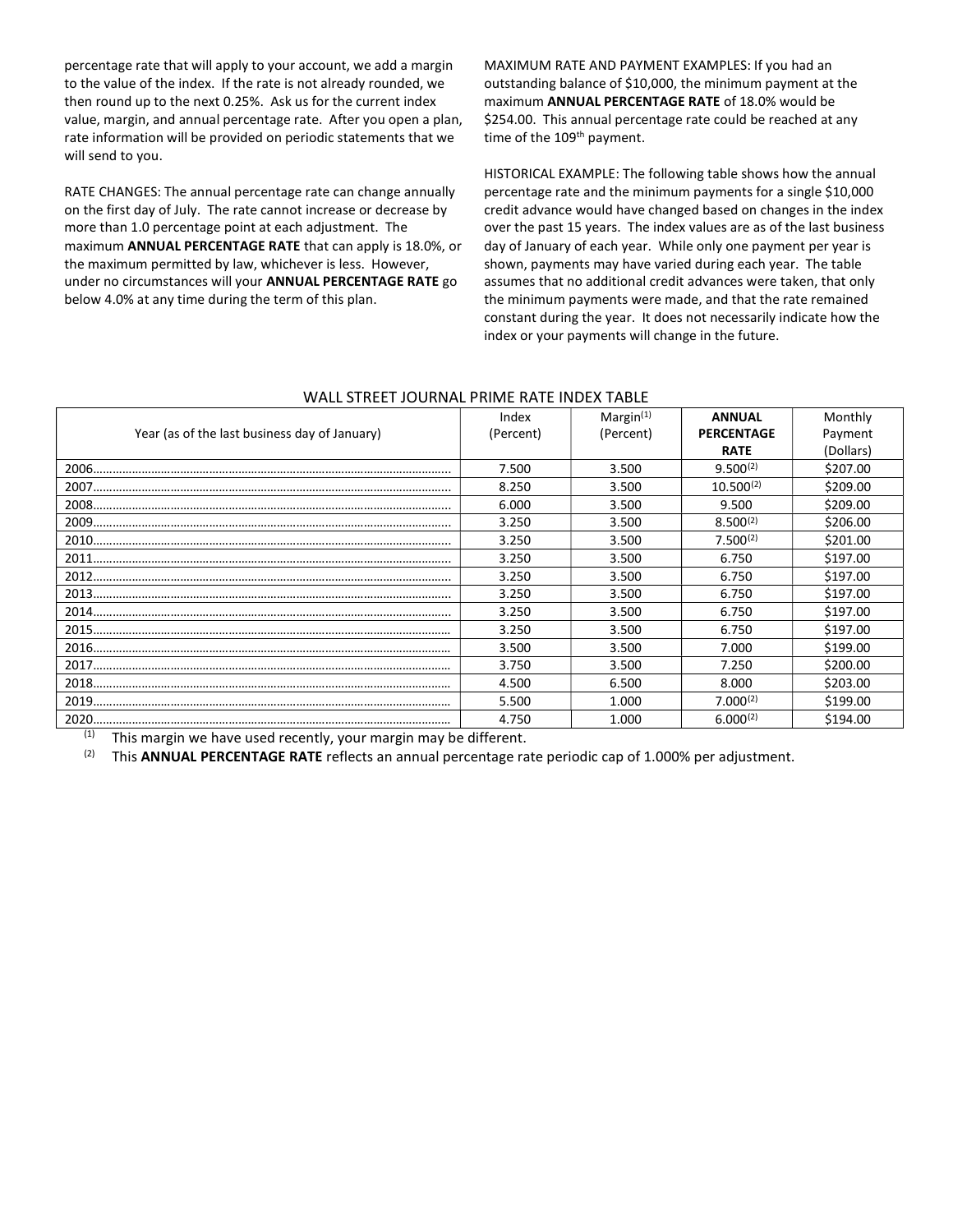percentage rate that will apply to your account, we add a margin to the value of the index. If the rate is not already rounded, we then round up to the next 0.25%. Ask us for the current index value, margin, and annual percentage rate. After you open a plan, rate information will be provided on periodic statements that we will send to you.

RATE CHANGES: The annual percentage rate can change annually on the first day of July. The rate cannot increase or decrease by more than 1.0 percentage point at each adjustment. The maximum **ANNUAL PERCENTAGE RATE** that can apply is 18.0%, or the maximum permitted by law, whichever is less. However, under no circumstances will your **ANNUAL PERCENTAGE RATE** go below 4.0% at any time during the term of this plan.

MAXIMUM RATE AND PAYMENT EXAMPLES: If you had an outstanding balance of $10,000, the minimum payment at the maximum **ANNUAL PERCENTAGE RATE** of 18.0% would be $254.00. This annual percentage rate could be reached at any time of the 109th payment.

HISTORICAL EXAMPLE: The following table shows how the annual percentage rate and the minimum payments for a single $10,000 credit advance would have changed based on changes in the index over the past 15 years. The index values are as of the last business day of January of each year. While only one payment per year is shown, payments may have varied during each year. The table assumes that no additional credit advances were taken, that only the minimum payments were made, and that the rate remained constant during the year. It does not necessarily indicate how the index or your payments will change in the future.

WALL STREET JOURNAL PRIME RATE INDEX TABLE

| Year (as of the last business day of January) | Index (Percent) | Margin[1] (Percent) | **ANNUAL PERCENTAGE RATE** | Monthly Payment (Dollars) |
|---|---|---|---|---|
| 2006 | 7.500 | 3.500 | 9.500[2] | $207.00 |
| 2007 | 8.250 | 3.500 | 10.500[2] | $209.00 |
| 2008 | 6.000 | 3.500 | 9.500 | $209.00 |
| 2009 | 3.250 | 3.500 | 8.500[2] | $206.00 |
| 2010 | 3.250 | 3.500 | 7.500[2] | $201.00 |
| 2011 | 3.250 | 3.500 | 6.750 | $197.00 |
| 2012 | 3.250 | 3.500 | 6.750 | $197.00 |
| 2013 | 3.250 | 3.500 | 6.750 | $197.00 |
| 2014 | 3.250 | 3.500 | 6.750 | $197.00 |
| 2015 | 3.250 | 3.500 | 6.750 | $197.00 |
| 2016 | 3.500 | 3.500 | 7.000 | $199.00 |
| 2017 | 3.750 | 3.500 | 7.250 | $200.00 |
| 2018 | 4.500 | 6.500 | 8.000 | $203.00 |
| 2019 | 5.500 | 1.000 | 7.000[2] | $199.00 |
| 2020 | 4.750 | 1.000 | 6.000[2] | $194.00 |

[1] This margin we have used recently, your margin may be different.

[2] This **ANNUAL PERCENTAGE RATE** reflects an annual percentage rate periodic cap of 1.000% per adjustment.